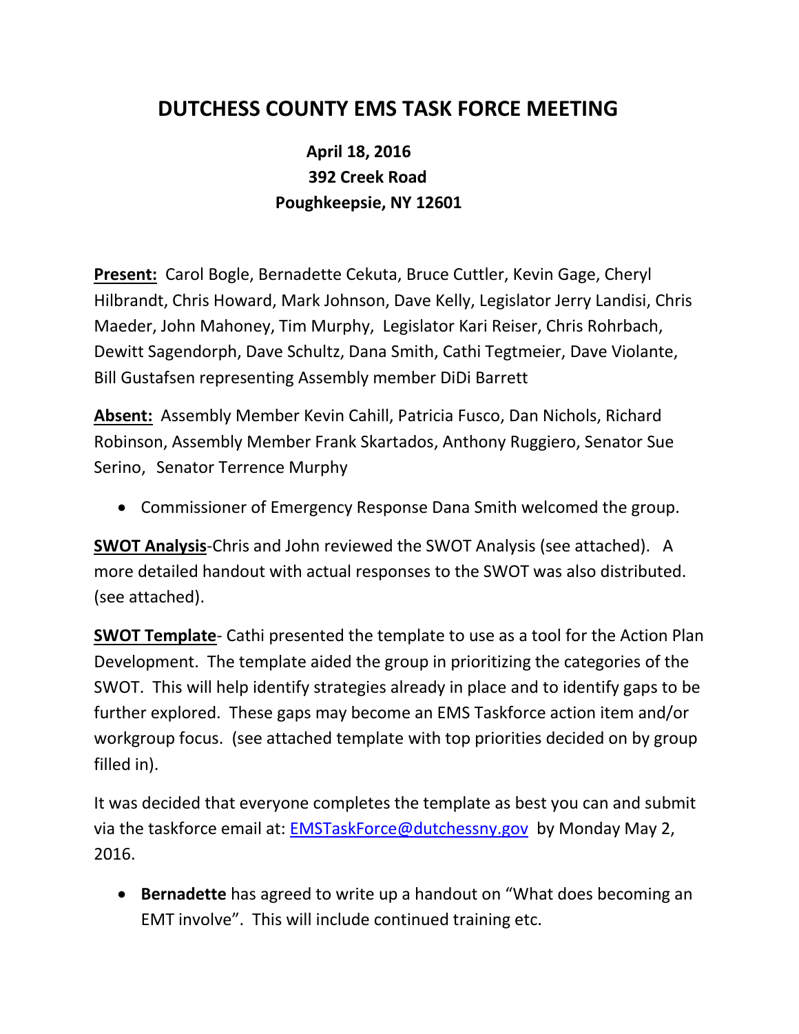# DUTCHESS COUNTY EMS TASK FORCE MEETING

**April 18, 2016**
**392 Creek Road**
**Poughkeepsie, NY 12601**

**Present:** Carol Bogle, Bernadette Cekuta, Bruce Cuttler, Kevin Gage, Cheryl Hilbrandt, Chris Howard, Mark Johnson, Dave Kelly, Legislator Jerry Landisi, Chris Maeder, John Mahoney, Tim Murphy, Legislator Kari Reiser, Chris Rohrbach, Dewitt Sagendorph, Dave Schultz, Dana Smith, Cathi Tegtmeier, Dave Violante, Bill Gustafsen representing Assembly member DiDi Barrett

**Absent:** Assembly Member Kevin Cahill, Patricia Fusco, Dan Nichols, Richard Robinson, Assembly Member Frank Skartados, Anthony Ruggiero, Senator Sue Serino, Senator Terrence Murphy

- Commissioner of Emergency Response Dana Smith welcomed the group.

**SWOT Analysis**-Chris and John reviewed the SWOT Analysis (see attached). A more detailed handout with actual responses to the SWOT was also distributed. (see attached).

**SWOT Template**- Cathi presented the template to use as a tool for the Action Plan Development. The template aided the group in prioritizing the categories of the SWOT. This will help identify strategies already in place and to identify gaps to be further explored. These gaps may become an EMS Taskforce action item and/or workgroup focus. (see attached template with top priorities decided on by group filled in).

It was decided that everyone completes the template as best you can and submit via the taskforce email at: EMSTaskForce@dutchessny.gov by Monday May 2, 2016.

- **Bernadette** has agreed to write up a handout on "What does becoming an EMT involve". This will include continued training etc.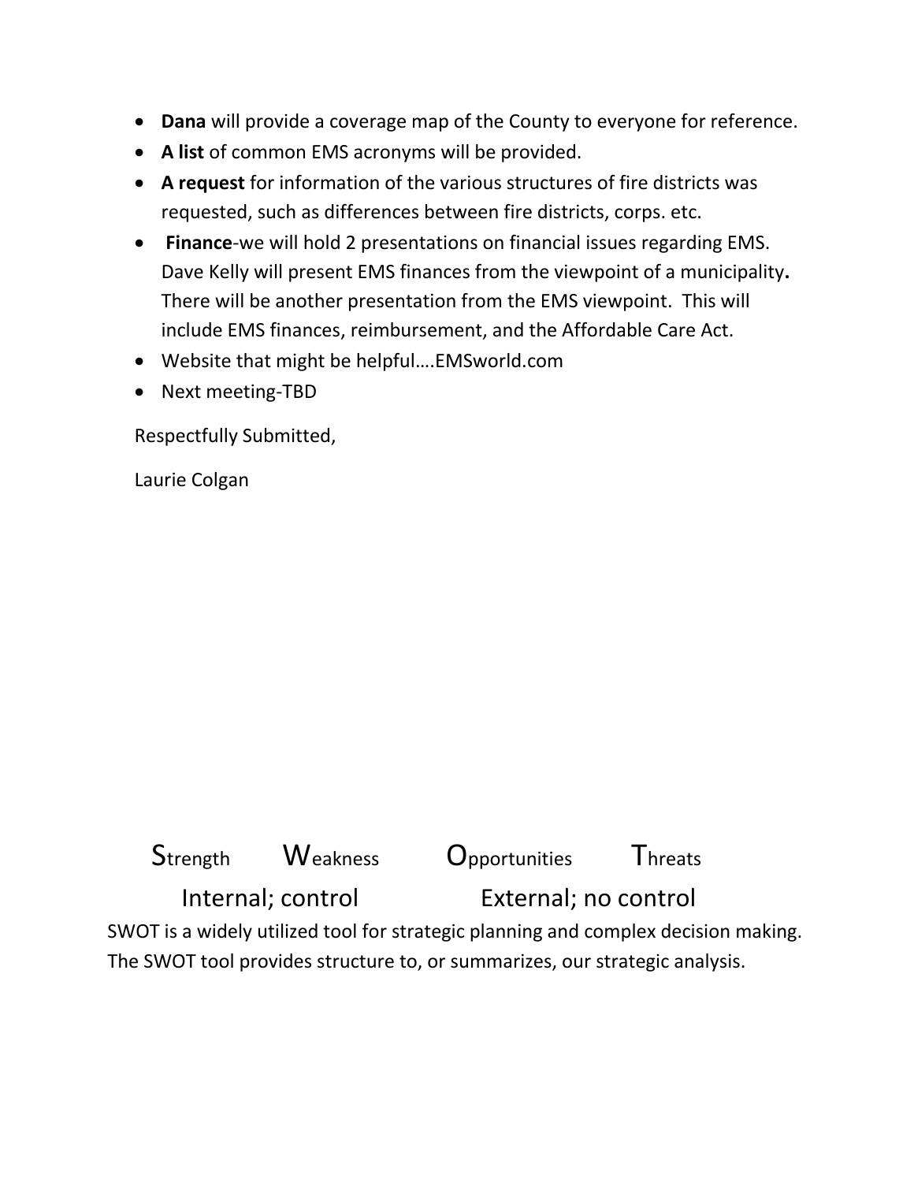- **Dana** will provide a coverage map of the County to everyone for reference.
- **A list** of common EMS acronyms will be provided.
- **A request** for information of the various structures of fire districts was requested, such as differences between fire districts, corps. etc.
- **Finance**-we will hold 2 presentations on financial issues regarding EMS. Dave Kelly will present EMS finances from the viewpoint of a municipality**.** There will be another presentation from the EMS viewpoint. This will include EMS finances, reimbursement, and the Affordable Care Act.
- Website that might be helpful….EMSworld.com
- Next meeting-TBD

Respectfully Submitted,

Laurie Colgan

| Strength | Weakness | Opportunities | Threats |
|---|---|---|---|
| Internal; control | | External; no control | |

SWOT is a widely utilized tool for strategic planning and complex decision making. The SWOT tool provides structure to, or summarizes, our strategic analysis.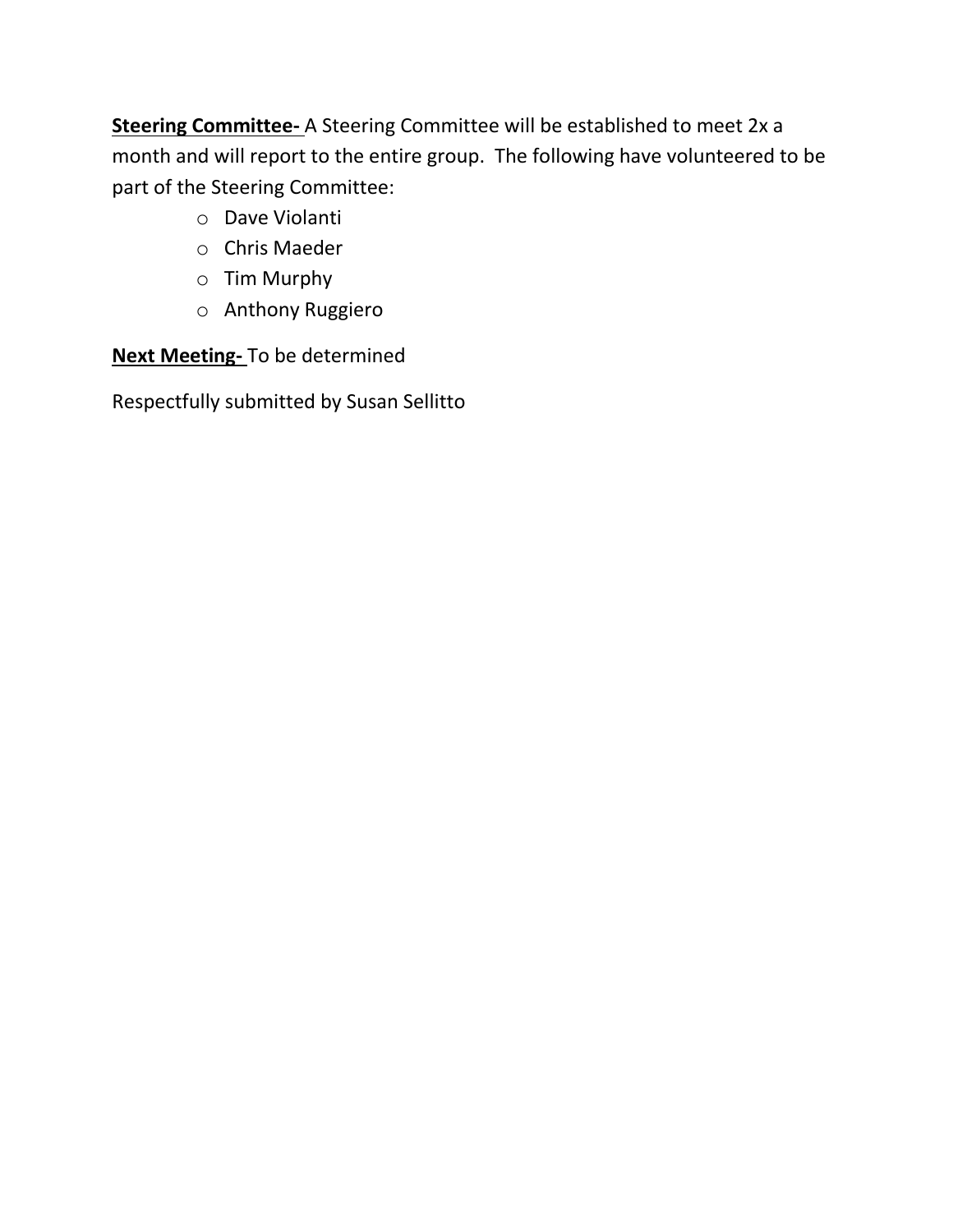**<u>Steering Committee-</u>** A Steering Committee will be established to meet 2x a month and will report to the entire group. The following have volunteered to be part of the Steering Committee:

- Dave Violanti
- Chris Maeder
- Tim Murphy
- Anthony Ruggiero

**<u>Next Meeting-</u>** To be determined

Respectfully submitted by Susan Sellitto